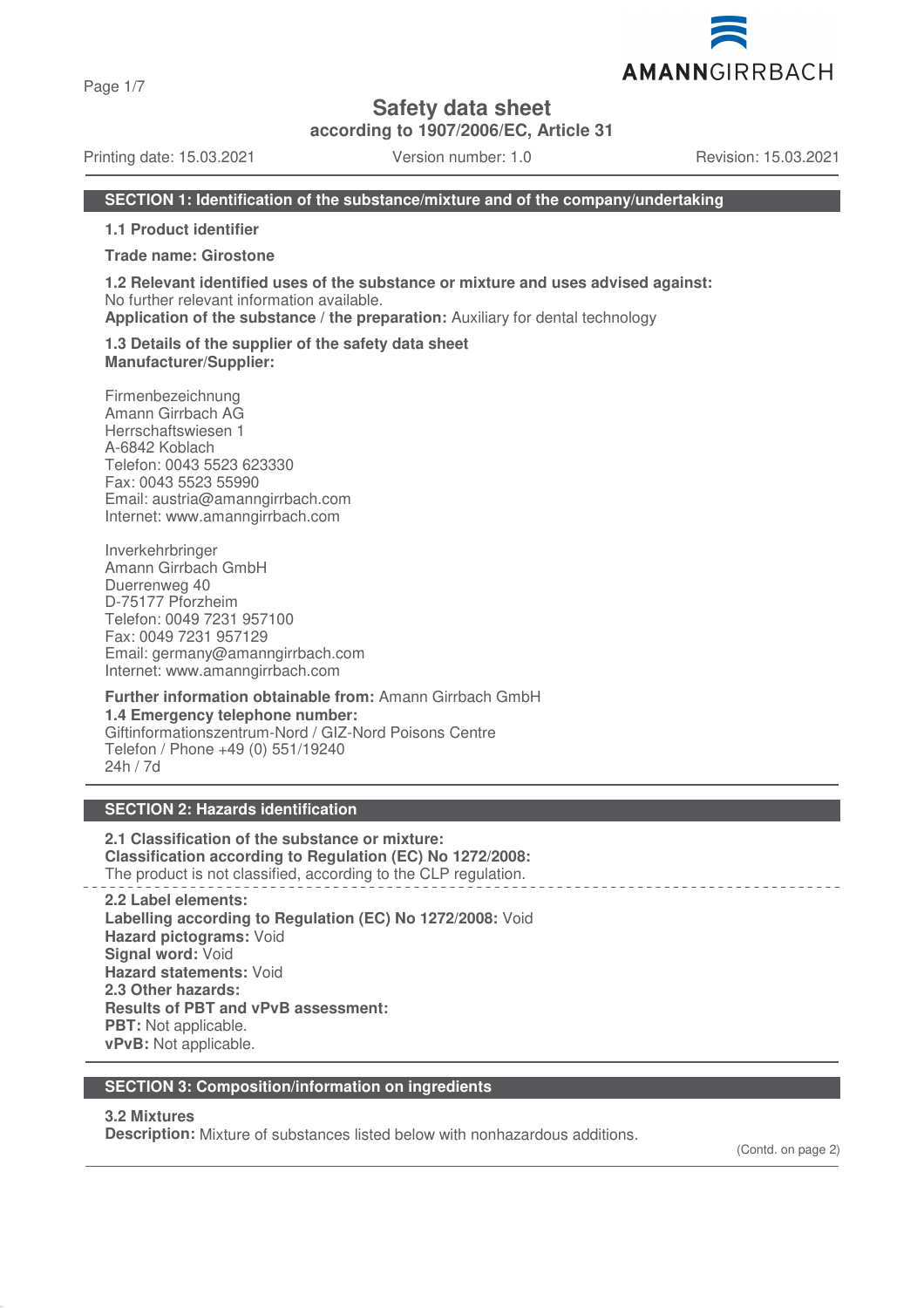# Safety data sheet

**according to 1907/2006/EC, Article 31**

Printing date: 15.03.2021 Version number: 1.0 Revision: 15.03.2021

## SECTION 1: Identification of the substance/mixture and of the company/undertaking

**1.1 Product identifier**

**Trade name: Girostone**

**1.2 Relevant identified uses of the substance or mixture and uses advised against:**
No further relevant information available.
**Application of the substance / the preparation:** Auxiliary for dental technology

**1.3 Details of the supplier of the safety data sheet**
**Manufacturer/Supplier:**

Firmenbezeichnung
Amann Girrbach AG
Herrschaftswiesen 1
A-6842 Koblach
Telefon: 0043 5523 623330
Fax: 0043 5523 55990
Email: austria@amanngirrbach.com
Internet: www.amanngirrbach.com

Inverkehrbringer
Amann Girrbach GmbH
Duerrenweg 40
D-75177 Pforzheim
Telefon: 0049 7231 957100
Fax: 0049 7231 957129
Email: germany@amanngirrbach.com
Internet: www.amanngirrbach.com

**Further information obtainable from:** Amann Girrbach GmbH
**1.4 Emergency telephone number:**
Giftinformationszentrum-Nord / GIZ-Nord Poisons Centre
Telefon / Phone +49 (0) 551/19240
24h / 7d

## SECTION 2: Hazards identification

**2.1 Classification of the substance or mixture:**
**Classification according to Regulation (EC) No 1272/2008:**
The product is not classified, according to the CLP regulation.

**2.2 Label elements:**
**Labelling according to Regulation (EC) No 1272/2008:** Void
**Hazard pictograms:** Void
**Signal word:** Void
**Hazard statements:** Void
**2.3 Other hazards:**
**Results of PBT and vPvB assessment:**
**PBT:** Not applicable.
**vPvB:** Not applicable.

## SECTION 3: Composition/information on ingredients

**3.2 Mixtures**
**Description:** Mixture of substances listed below with nonhazardous additions.

(Contd. on page 2)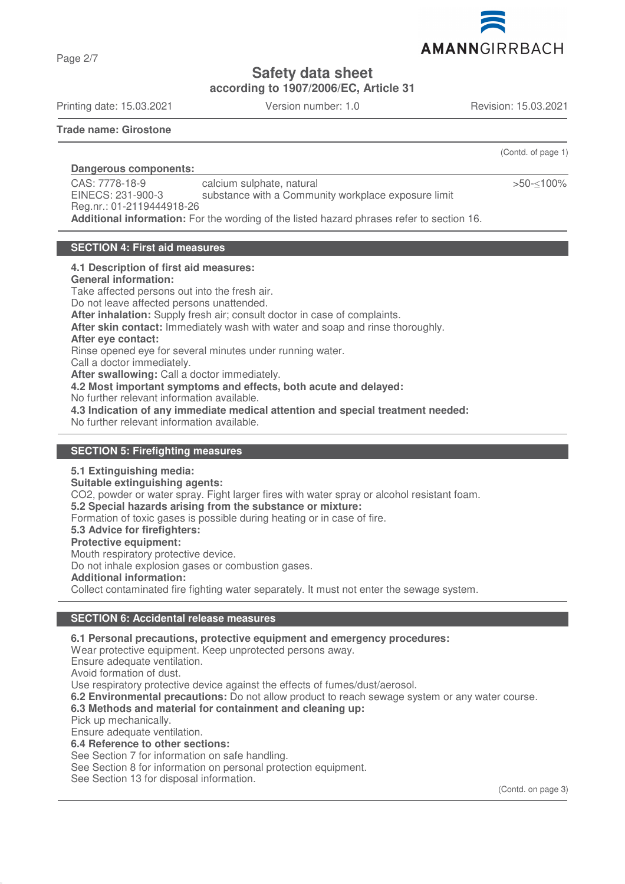**Safety data sheet**
**according to 1907/2006/EC, Article 31**

Printing date: 15.03.2021    Version number: 1.0    Revision: 15.03.2021

**Trade name: Girostone**

(Contd. of page 1)

**Dangerous components:**

| | | |
|---|---|---|
| CAS: 7778-18-9<br>EINECS: 231-900-3<br>Reg.nr.: 01-2119444918-26 | calcium sulphate, natural<br>substance with a Community workplace exposure limit | >50-≤100% |

**Additional information:** For the wording of the listed hazard phrases refer to section 16.

## SECTION 4: First aid measures

**4.1 Description of first aid measures:**
**General information:**
Take affected persons out into the fresh air.
Do not leave affected persons unattended.
**After inhalation:** Supply fresh air; consult doctor in case of complaints.
**After skin contact:** Immediately wash with water and soap and rinse thoroughly.
**After eye contact:**
Rinse opened eye for several minutes under running water.
Call a doctor immediately.
**After swallowing:** Call a doctor immediately.
**4.2 Most important symptoms and effects, both acute and delayed:**
No further relevant information available.
**4.3 Indication of any immediate medical attention and special treatment needed:**
No further relevant information available.

## SECTION 5: Firefighting measures

**5.1 Extinguishing media:**
**Suitable extinguishing agents:**
$CO_2$, powder or water spray. Fight larger fires with water spray or alcohol resistant foam.
**5.2 Special hazards arising from the substance or mixture:**
Formation of toxic gases is possible during heating or in case of fire.
**5.3 Advice for firefighters:**
**Protective equipment:**
Mouth respiratory protective device.
Do not inhale explosion gases or combustion gases.
**Additional information:**
Collect contaminated fire fighting water separately. It must not enter the sewage system.

## SECTION 6: Accidental release measures

**6.1 Personal precautions, protective equipment and emergency procedures:**
Wear protective equipment. Keep unprotected persons away.
Ensure adequate ventilation.
Avoid formation of dust.
Use respiratory protective device against the effects of fumes/dust/aerosol.
**6.2 Environmental precautions:** Do not allow product to reach sewage system or any water course.
**6.3 Methods and material for containment and cleaning up:**
Pick up mechanically.
Ensure adequate ventilation.
**6.4 Reference to other sections:**
See Section 7 for information on safe handling.
See Section 8 for information on personal protection equipment.
See Section 13 for disposal information.

(Contd. on page 3)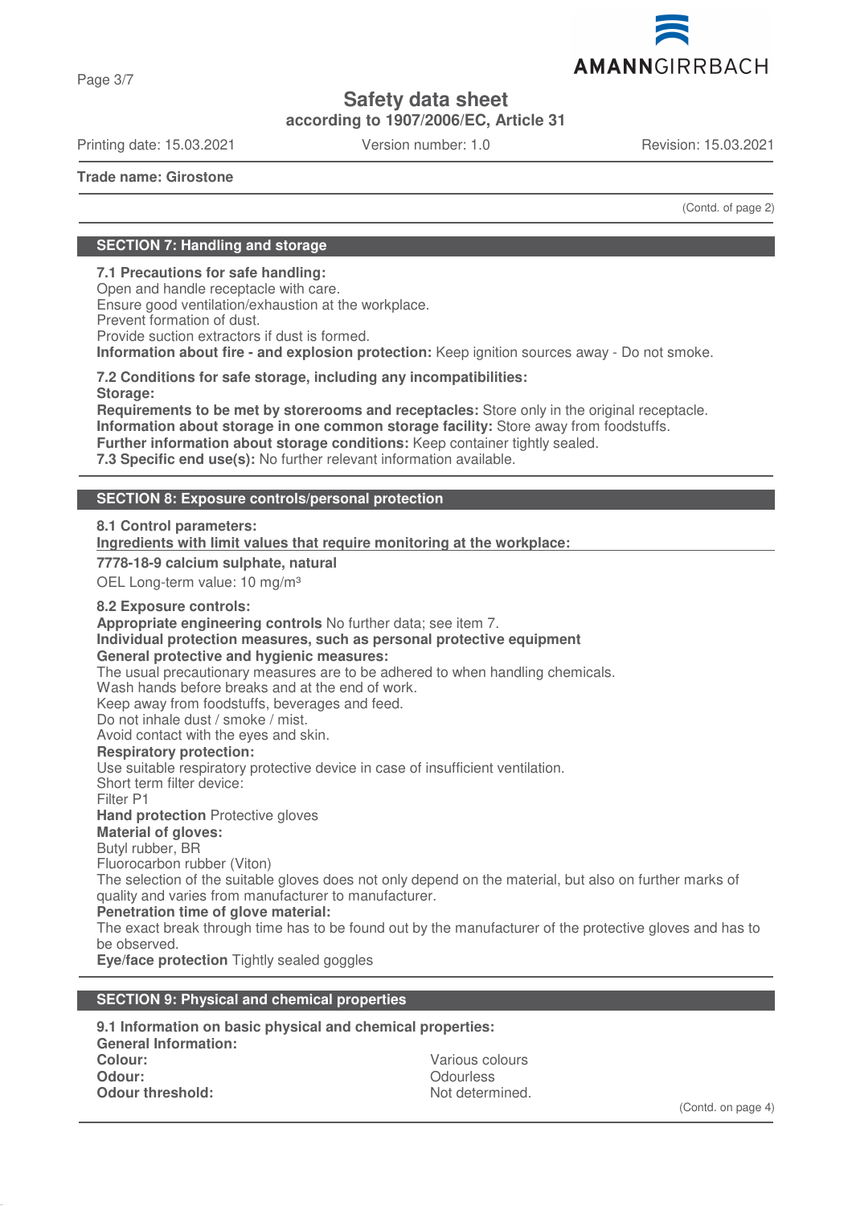**Trade name: Girostone**

(Contd. of page 2)

## SECTION 7: Handling and storage

**7.1 Precautions for safe handling:**
Open and handle receptacle with care.
Ensure good ventilation/exhaustion at the workplace.
Prevent formation of dust.
Provide suction extractors if dust is formed.
**Information about fire - and explosion protection:** Keep ignition sources away - Do not smoke.

**7.2 Conditions for safe storage, including any incompatibilities:**
**Storage:**
**Requirements to be met by storerooms and receptacles:** Store only in the original receptacle.
**Information about storage in one common storage facility:** Store away from foodstuffs.
**Further information about storage conditions:** Keep container tightly sealed.
**7.3 Specific end use(s):** No further relevant information available.

## SECTION 8: Exposure controls/personal protection

**8.1 Control parameters:**
**Ingredients with limit values that require monitoring at the workplace:**

**7778-18-9 calcium sulphate, natural**
OEL Long-term value: 10 mg/m³

**8.2 Exposure controls:**
**Appropriate engineering controls** No further data; see item 7.
**Individual protection measures, such as personal protective equipment**
**General protective and hygienic measures:**
The usual precautionary measures are to be adhered to when handling chemicals.
Wash hands before breaks and at the end of work.
Keep away from foodstuffs, beverages and feed.
Do not inhale dust / smoke / mist.
Avoid contact with the eyes and skin.
**Respiratory protection:**
Use suitable respiratory protective device in case of insufficient ventilation.
Short term filter device:
Filter P1
**Hand protection** Protective gloves
**Material of gloves:**
Butyl rubber, BR
Fluorocarbon rubber (Viton)
The selection of the suitable gloves does not only depend on the material, but also on further marks of quality and varies from manufacturer to manufacturer.
**Penetration time of glove material:**
The exact break through time has to be found out by the manufacturer of the protective gloves and has to be observed.
**Eye/face protection** Tightly sealed goggles

## SECTION 9: Physical and chemical properties

**9.1 Information on basic physical and chemical properties:**
**General Information:**

| | |
|---|---|
| **Colour:** | Various colours |
| **Odour:** | Odourless |
| **Odour threshold:** | Not determined. |

(Contd. on page 4)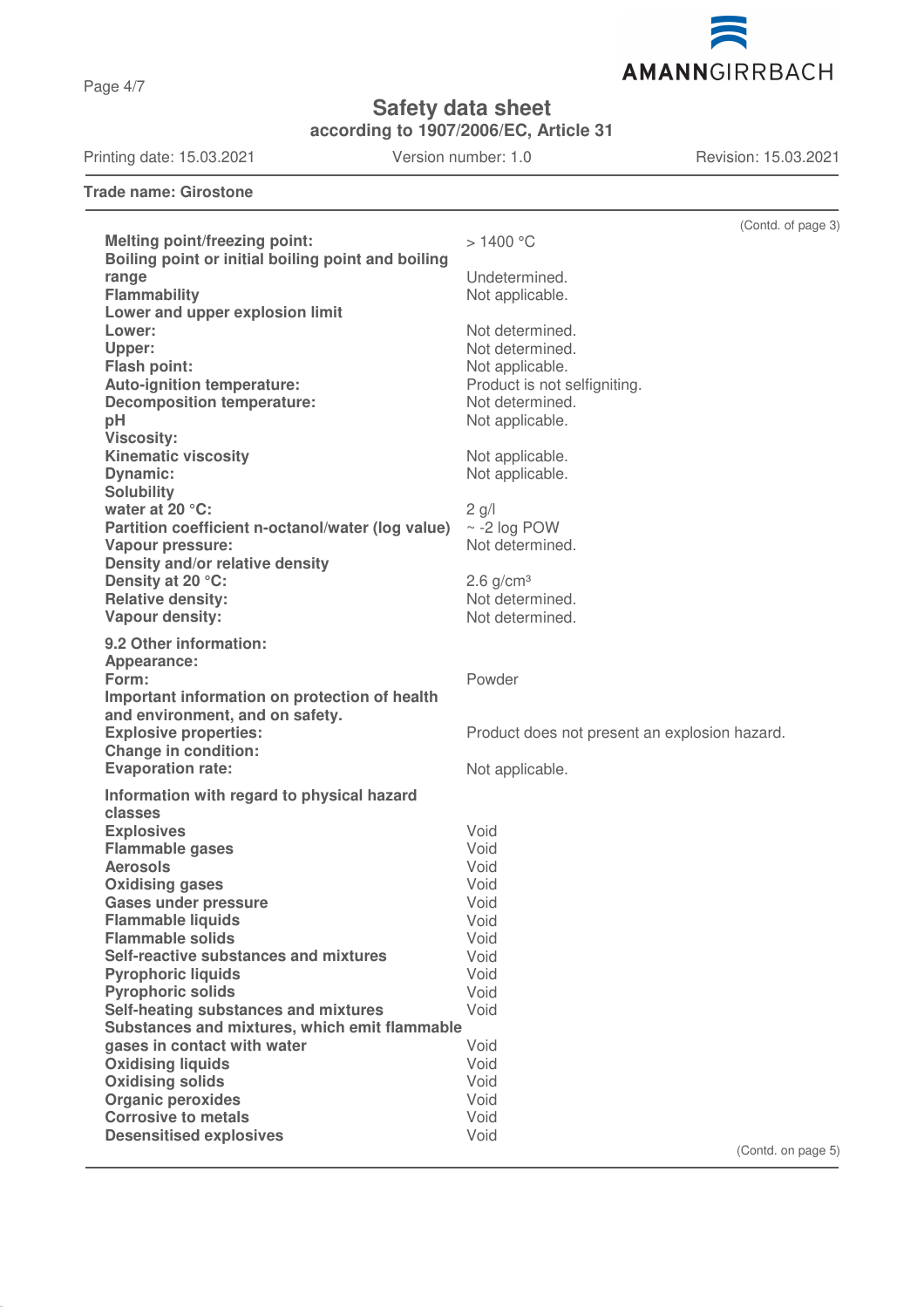**Trade name: Girostone**

(Contd. of page 3)

| | |
|---|---|
| **Melting point/freezing point:** | > 1400 °C |
| **Boiling point or initial boiling point and boiling range** | Undetermined. |
| **Flammability** | Not applicable. |
| **Lower and upper explosion limit** | |
| **Lower:** | Not determined. |
| **Upper:** | Not determined. |
| **Flash point:** | Not applicable. |
| **Auto-ignition temperature:** | Product is not selfigniting. |
| **Decomposition temperature:** | Not determined. |
| **pH** | Not applicable. |
| **Viscosity:** | |
| **Kinematic viscosity** | Not applicable. |
| **Dynamic:** | Not applicable. |
| **Solubility** | |
| **water at 20 °C:** | 2 g/l |
| **Partition coefficient n-octanol/water (log value)** | ~ -2 log POW |
| **Vapour pressure:** | Not determined. |
| **Density and/or relative density** | |
| **Density at 20 °C:** | 2.6 g/cm³ |
| **Relative density:** | Not determined. |
| **Vapour density:** | Not determined. |

**9.2 Other information:**

| | |
|---|---|
| **Appearance:** | |
| **Form:** | Powder |
| **Important information on protection of health and environment, and on safety.** | |
| **Explosive properties:** | Product does not present an explosion hazard. |
| **Change in condition:** | |
| **Evaporation rate:** | Not applicable. |

**Information with regard to physical hazard classes**

| | |
|---|---|
| **Explosives** | Void |
| **Flammable gases** | Void |
| **Aerosols** | Void |
| **Oxidising gases** | Void |
| **Gases under pressure** | Void |
| **Flammable liquids** | Void |
| **Flammable solids** | Void |
| **Self-reactive substances and mixtures** | Void |
| **Pyrophoric liquids** | Void |
| **Pyrophoric solids** | Void |
| **Self-heating substances and mixtures** | Void |
| **Substances and mixtures, which emit flammable gases in contact with water** | Void |
| **Oxidising liquids** | Void |
| **Oxidising solids** | Void |
| **Organic peroxides** | Void |
| **Corrosive to metals** | Void |
| **Desensitised explosives** | Void |

(Contd. on page 5)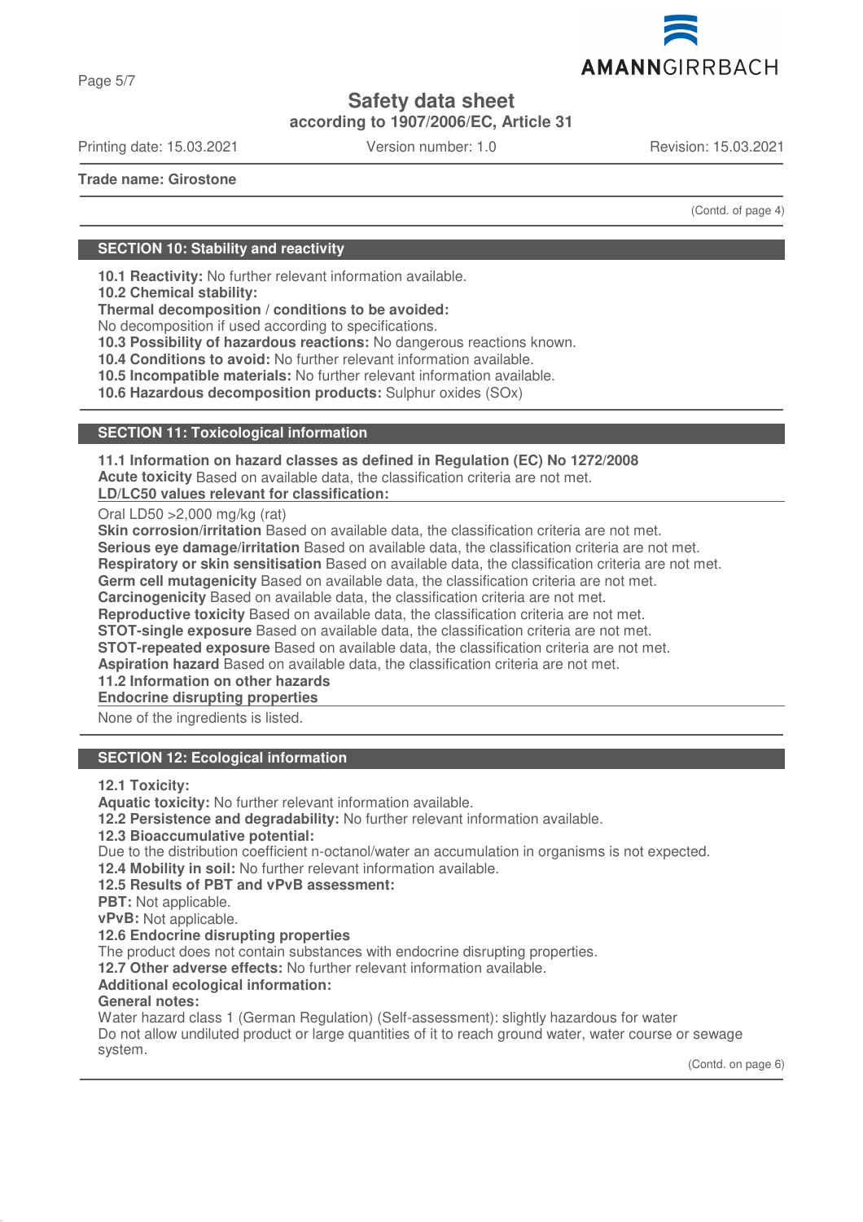Safety data sheet
according to 1907/2006/EC, Article 31

Printing date: 15.03.2021 Version number: 1.0 Revision: 15.03.2021

**Trade name: Girostone**

(Contd. of page 4)

## SECTION 10: Stability and reactivity

**10.1 Reactivity:** No further relevant information available.
**10.2 Chemical stability:**
**Thermal decomposition / conditions to be avoided:**
No decomposition if used according to specifications.
**10.3 Possibility of hazardous reactions:** No dangerous reactions known.
**10.4 Conditions to avoid:** No further relevant information available.
**10.5 Incompatible materials:** No further relevant information available.
**10.6 Hazardous decomposition products:** Sulphur oxides (SOx)

## SECTION 11: Toxicological information

**11.1 Information on hazard classes as defined in Regulation (EC) No 1272/2008**
**Acute toxicity** Based on available data, the classification criteria are not met.
**LD/LC50 values relevant for classification:**

Oral LD50 >2,000 mg/kg (rat)

**Skin corrosion/irritation** Based on available data, the classification criteria are not met.
**Serious eye damage/irritation** Based on available data, the classification criteria are not met.
**Respiratory or skin sensitisation** Based on available data, the classification criteria are not met.
**Germ cell mutagenicity** Based on available data, the classification criteria are not met.
**Carcinogenicity** Based on available data, the classification criteria are not met.
**Reproductive toxicity** Based on available data, the classification criteria are not met.
**STOT-single exposure** Based on available data, the classification criteria are not met.
**STOT-repeated exposure** Based on available data, the classification criteria are not met.
**Aspiration hazard** Based on available data, the classification criteria are not met.
**11.2 Information on other hazards**
**Endocrine disrupting properties**

None of the ingredients is listed.

## SECTION 12: Ecological information

**12.1 Toxicity:**
**Aquatic toxicity:** No further relevant information available.
**12.2 Persistence and degradability:** No further relevant information available.
**12.3 Bioaccumulative potential:**
Due to the distribution coefficient n-octanol/water an accumulation in organisms is not expected.
**12.4 Mobility in soil:** No further relevant information available.
**12.5 Results of PBT and vPvB assessment:**
**PBT:** Not applicable.
**vPvB:** Not applicable.
**12.6 Endocrine disrupting properties**
The product does not contain substances with endocrine disrupting properties.
**12.7 Other adverse effects:** No further relevant information available.
**Additional ecological information:**
**General notes:**
Water hazard class 1 (German Regulation) (Self-assessment): slightly hazardous for water
Do not allow undiluted product or large quantities of it to reach ground water, water course or sewage system.

(Contd. on page 6)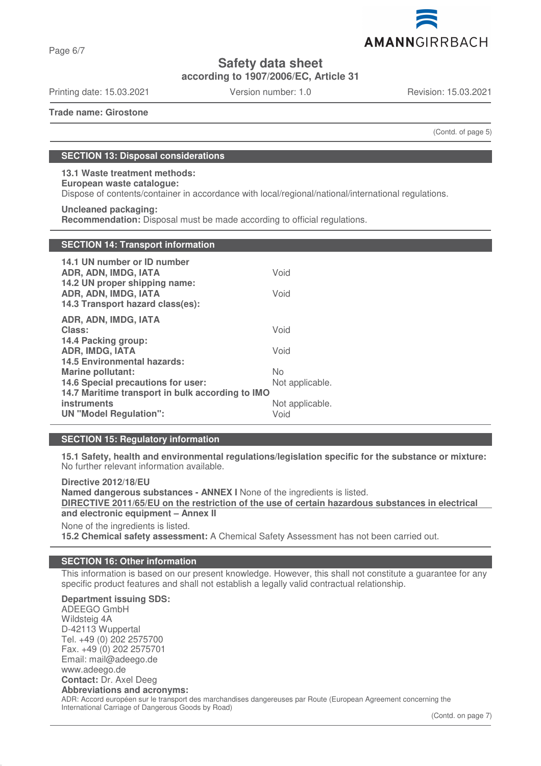Trade name: Girostone

(Contd. of page 5)

## SECTION 13: Disposal considerations

**13.1 Waste treatment methods:**
**European waste catalogue:**
Dispose of contents/container in accordance with local/regional/national/international regulations.

**Uncleaned packaging:**
**Recommendation:** Disposal must be made according to official regulations.

## SECTION 14: Transport information

| | |
|---|---|
| **14.1 UN number or ID number** | |
| **ADR, ADN, IMDG, IATA** | Void |
| **14.2 UN proper shipping name:** | |
| **ADR, ADN, IMDG, IATA** | Void |
| **14.3 Transport hazard class(es):** | |
| **ADR, ADN, IMDG, IATA** | |
| **Class:** | Void |
| **14.4 Packing group:** | |
| **ADR, IMDG, IATA** | Void |
| **14.5 Environmental hazards:** | |
| **Marine pollutant:** | No |
| **14.6 Special precautions for user:** | Not applicable. |
| **14.7 Maritime transport in bulk according to IMO instruments** | Not applicable. |
| **UN "Model Regulation":** | Void |

## SECTION 15: Regulatory information

**15.1 Safety, health and environmental regulations/legislation specific for the substance or mixture:**
No further relevant information available.

**Directive 2012/18/EU**
**Named dangerous substances - ANNEX I** None of the ingredients is listed.
**DIRECTIVE 2011/65/EU on the restriction of the use of certain hazardous substances in electrical and electronic equipment – Annex II**
None of the ingredients is listed.
**15.2 Chemical safety assessment:** A Chemical Safety Assessment has not been carried out.

## SECTION 16: Other information

This information is based on our present knowledge. However, this shall not constitute a guarantee for any specific product features and shall not establish a legally valid contractual relationship.

**Department issuing SDS:**
ADEEGO GmbH
Wildsteig 4A
D-42113 Wuppertal
Tel. +49 (0) 202 2575700
Fax. +49 (0) 202 2575701
Email: mail@adeego.de
www.adeego.de
**Contact:** Dr. Axel Deeg
**Abbreviations and acronyms:**
ADR: Accord européen sur le transport des marchandises dangereuses par Route (European Agreement concerning the International Carriage of Dangerous Goods by Road)

(Contd. on page 7)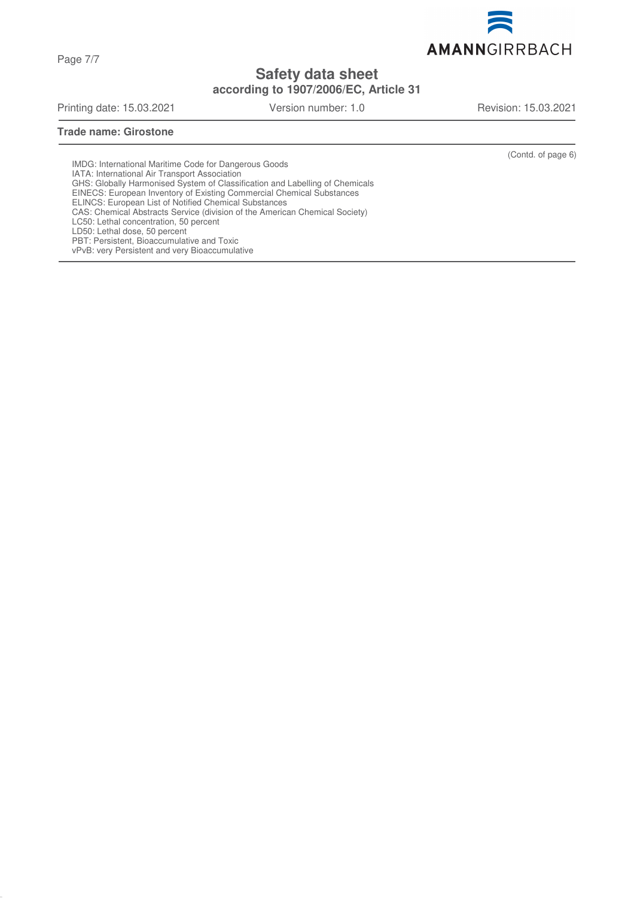(Contd. of page 6)

IMDG: International Maritime Code for Dangerous Goods
IATA: International Air Transport Association
GHS: Globally Harmonised System of Classification and Labelling of Chemicals
EINECS: European Inventory of Existing Commercial Chemical Substances
ELINCS: European List of Notified Chemical Substances
CAS: Chemical Abstracts Service (division of the American Chemical Society)
LC50: Lethal concentration, 50 percent
LD50: Lethal dose, 50 percent
PBT: Persistent, Bioaccumulative and Toxic
vPvB: very Persistent and very Bioaccumulative